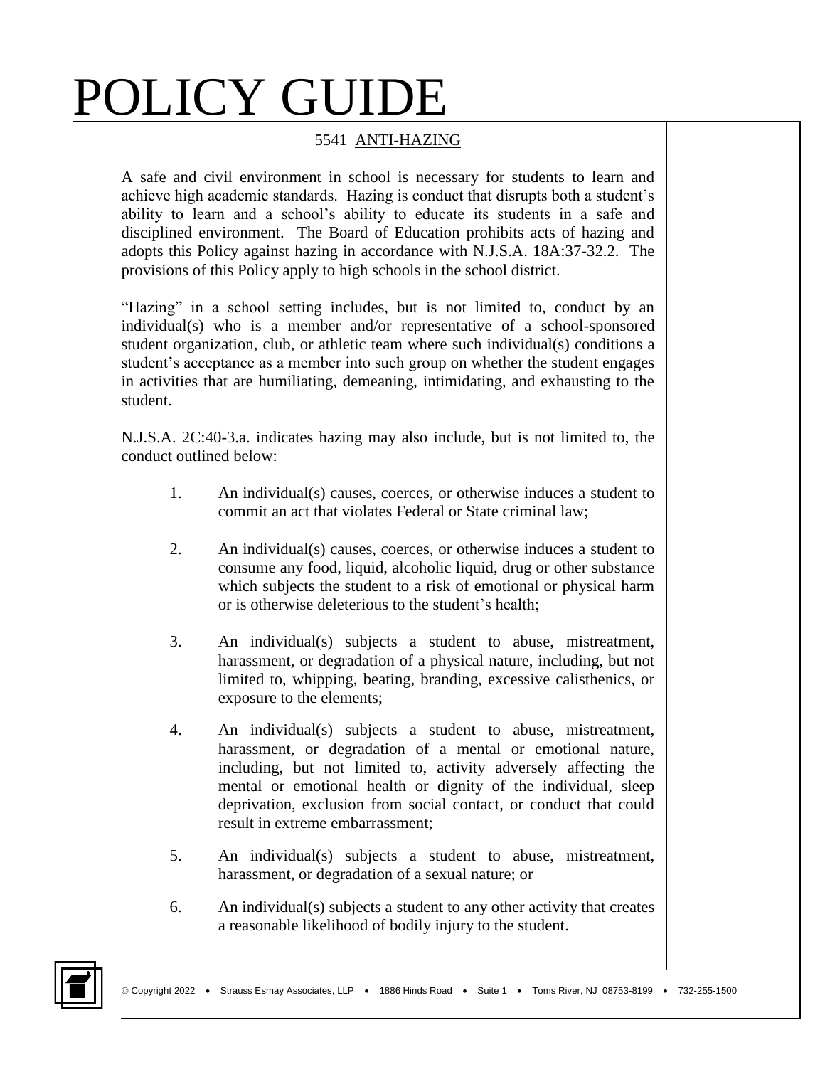# POLICY GUIDE

## 5541 ANTI-HAZING

A safe and civil environment in school is necessary for students to learn and achieve high academic standards. Hazing is conduct that disrupts both a student's ability to learn and a school's ability to educate its students in a safe and disciplined environment. The Board of Education prohibits acts of hazing and adopts this Policy against hazing in accordance with N.J.S.A. 18A:37-32.2. The provisions of this Policy apply to high schools in the school district.

"Hazing" in a school setting includes, but is not limited to, conduct by an individual(s) who is a member and/or representative of a school-sponsored student organization, club, or athletic team where such individual(s) conditions a student's acceptance as a member into such group on whether the student engages in activities that are humiliating, demeaning, intimidating, and exhausting to the student.

N.J.S.A. 2C:40-3.a. indicates hazing may also include, but is not limited to, the conduct outlined below:

1. An individual(s) causes, coerces, or otherwise induces a student to commit an act that violates Federal or State criminal law;

2. An individual(s) causes, coerces, or otherwise induces a student to consume any food, liquid, alcoholic liquid, drug or other substance which subjects the student to a risk of emotional or physical harm or is otherwise deleterious to the student's health;

3. An individual(s) subjects a student to abuse, mistreatment, harassment, or degradation of a physical nature, including, but not limited to, whipping, beating, branding, excessive calisthenics, or exposure to the elements;

4. An individual(s) subjects a student to abuse, mistreatment, harassment, or degradation of a mental or emotional nature, including, but not limited to, activity adversely affecting the mental or emotional health or dignity of the individual, sleep deprivation, exclusion from social contact, or conduct that could result in extreme embarrassment;

5. An individual(s) subjects a student to abuse, mistreatment, harassment, or degradation of a sexual nature; or

6. An individual(s) subjects a student to any other activity that creates a reasonable likelihood of bodily injury to the student.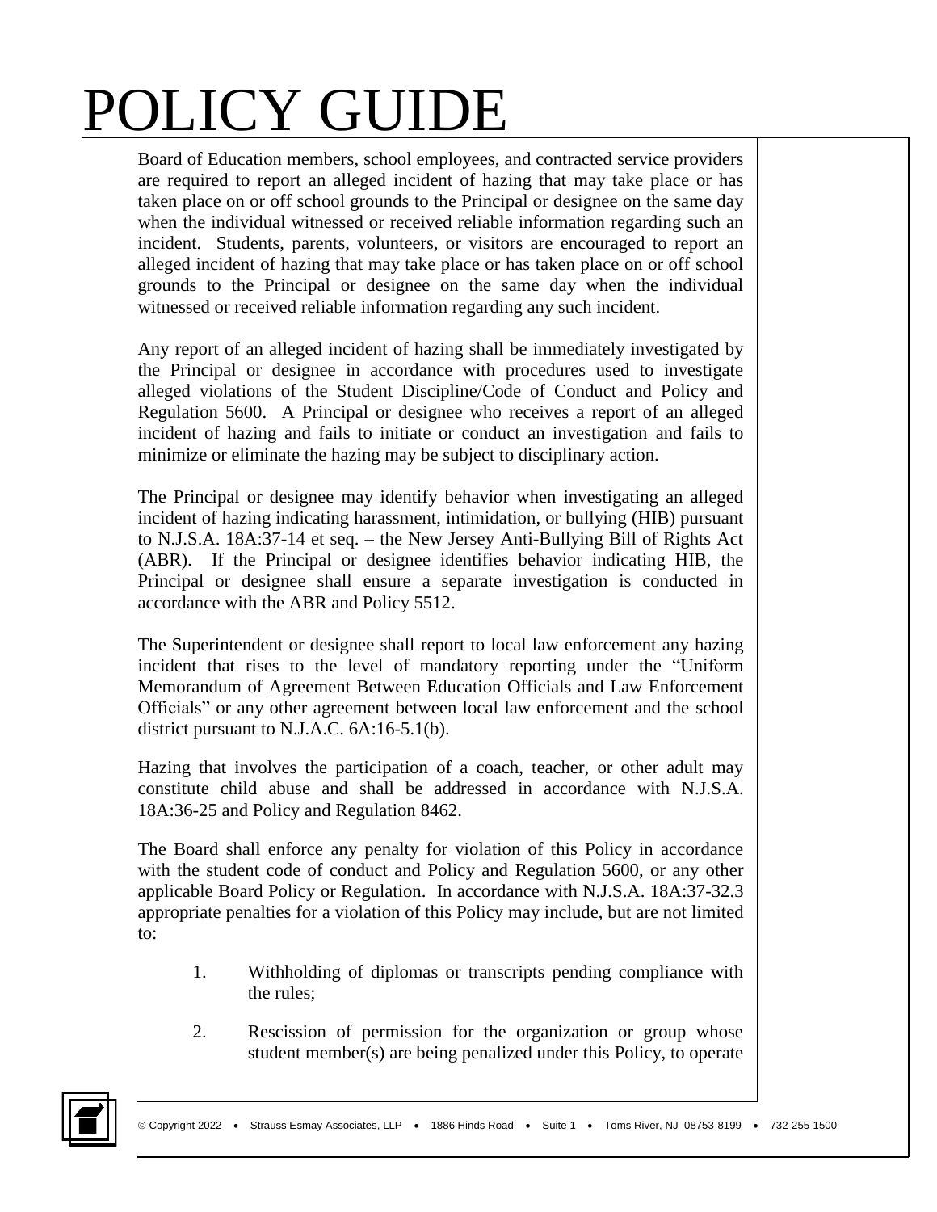Board of Education members, school employees, and contracted service providers are required to report an alleged incident of hazing that may take place or has taken place on or off school grounds to the Principal or designee on the same day when the individual witnessed or received reliable information regarding such an incident. Students, parents, volunteers, or visitors are encouraged to report an alleged incident of hazing that may take place or has taken place on or off school grounds to the Principal or designee on the same day when the individual witnessed or received reliable information regarding any such incident.

Any report of an alleged incident of hazing shall be immediately investigated by the Principal or designee in accordance with procedures used to investigate alleged violations of the Student Discipline/Code of Conduct and Policy and Regulation 5600. A Principal or designee who receives a report of an alleged incident of hazing and fails to initiate or conduct an investigation and fails to minimize or eliminate the hazing may be subject to disciplinary action.

The Principal or designee may identify behavior when investigating an alleged incident of hazing indicating harassment, intimidation, or bullying (HIB) pursuant to N.J.S.A. 18A:37-14 et seq. – the New Jersey Anti-Bullying Bill of Rights Act (ABR). If the Principal or designee identifies behavior indicating HIB, the Principal or designee shall ensure a separate investigation is conducted in accordance with the ABR and Policy 5512.

The Superintendent or designee shall report to local law enforcement any hazing incident that rises to the level of mandatory reporting under the "Uniform Memorandum of Agreement Between Education Officials and Law Enforcement Officials" or any other agreement between local law enforcement and the school district pursuant to N.J.A.C. 6A:16-5.1(b).

Hazing that involves the participation of a coach, teacher, or other adult may constitute child abuse and shall be addressed in accordance with N.J.S.A. 18A:36-25 and Policy and Regulation 8462.

The Board shall enforce any penalty for violation of this Policy in accordance with the student code of conduct and Policy and Regulation 5600, or any other applicable Board Policy or Regulation. In accordance with N.J.S.A. 18A:37-32.3 appropriate penalties for a violation of this Policy may include, but are not limited to:

1. Withholding of diplomas or transcripts pending compliance with the rules;

2. Rescission of permission for the organization or group whose student member(s) are being penalized under this Policy, to operate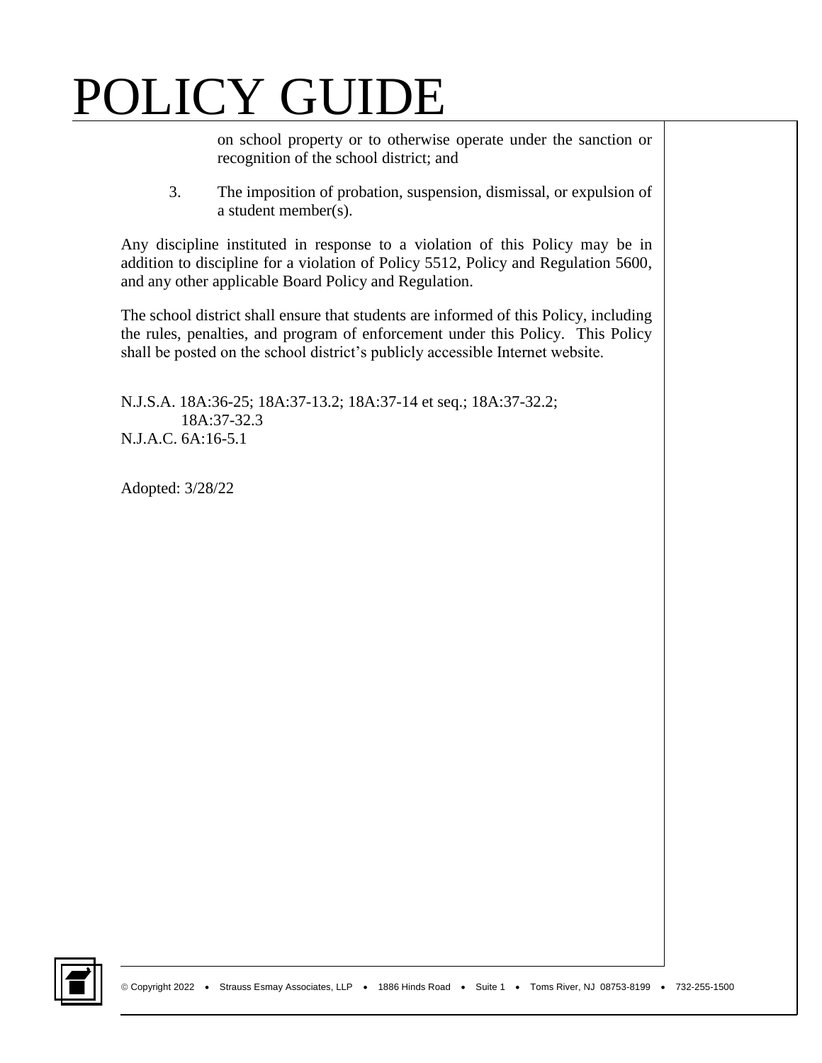on school property or to otherwise operate under the sanction or recognition of the school district; and

3. The imposition of probation, suspension, dismissal, or expulsion of a student member(s).

Any discipline instituted in response to a violation of this Policy may be in addition to discipline for a violation of Policy 5512, Policy and Regulation 5600, and any other applicable Board Policy and Regulation.

The school district shall ensure that students are informed of this Policy, including the rules, penalties, and program of enforcement under this Policy. This Policy shall be posted on the school district's publicly accessible Internet website.

N.J.S.A. 18A:36-25; 18A:37-13.2; 18A:37-14 et seq.; 18A:37-32.2; 18A:37-32.3
N.J.A.C. 6A:16-5.1

Adopted: 3/28/22